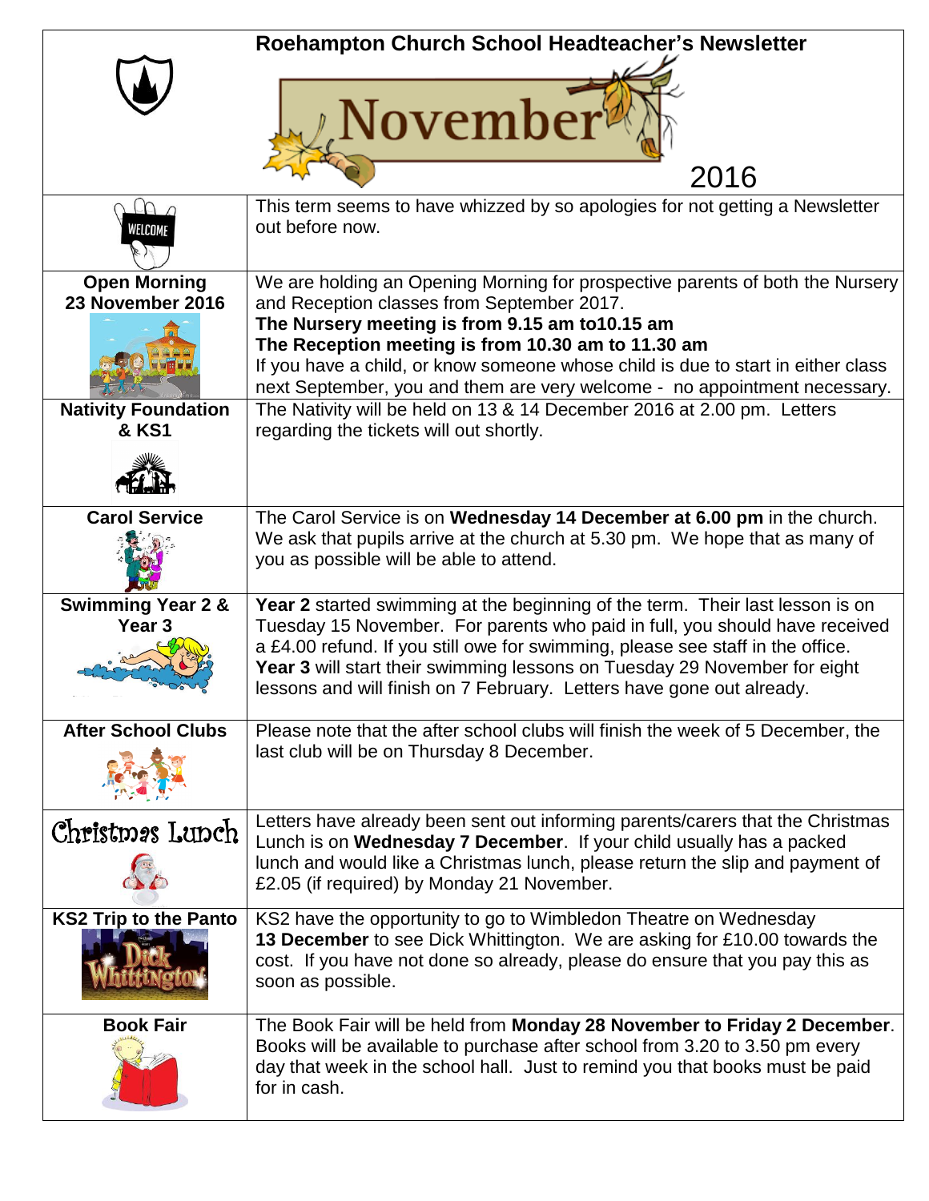# Roehampton Church School Headteacher's Newsletter

## November 2016

| | |
|---|---|
| | This term seems to have whizzed by so apologies for not getting a Newsletter out before now. |
| **Open Morning 23 November 2016** | We are holding an Opening Morning for prospective parents of both the Nursery and Reception classes from September 2017. **The Nursery meeting is from 9.15 am to10.15 am** **The Reception meeting is from 10.30 am to 11.30 am** If you have a child, or know someone whose child is due to start in either class next September, you and them are very welcome - no appointment necessary. |
| **Nativity Foundation & KS1** | The Nativity will be held on 13 & 14 December 2016 at 2.00 pm. Letters regarding the tickets will out shortly. |
| **Carol Service** | The Carol Service is on **Wednesday 14 December at 6.00 pm** in the church. We ask that pupils arrive at the church at 5.30 pm. We hope that as many of you as possible will be able to attend. |
| **Swimming Year 2 & Year 3** | **Year 2** started swimming at the beginning of the term. Their last lesson is on Tuesday 15 November. For parents who paid in full, you should have received a £4.00 refund. If you still owe for swimming, please see staff in the office. **Year 3** will start their swimming lessons on Tuesday 29 November for eight lessons and will finish on 7 February. Letters have gone out already. |
| **After School Clubs** | Please note that the after school clubs will finish the week of 5 December, the last club will be on Thursday 8 December. |
| **Christmas Lunch** | Letters have already been sent out informing parents/carers that the Christmas Lunch is on **Wednesday 7 December**. If your child usually has a packed lunch and would like a Christmas lunch, please return the slip and payment of £2.05 (if required) by Monday 21 November. |
| **KS2 Trip to the Panto** | KS2 have the opportunity to go to Wimbledon Theatre on Wednesday **13 December** to see Dick Whittington. We are asking for £10.00 towards the cost. If you have not done so already, please do ensure that you pay this as soon as possible. |
| **Book Fair** | The Book Fair will be held from **Monday 28 November to Friday 2 December**. Books will be available to purchase after school from 3.20 to 3.50 pm every day that week in the school hall. Just to remind you that books must be paid for in cash. |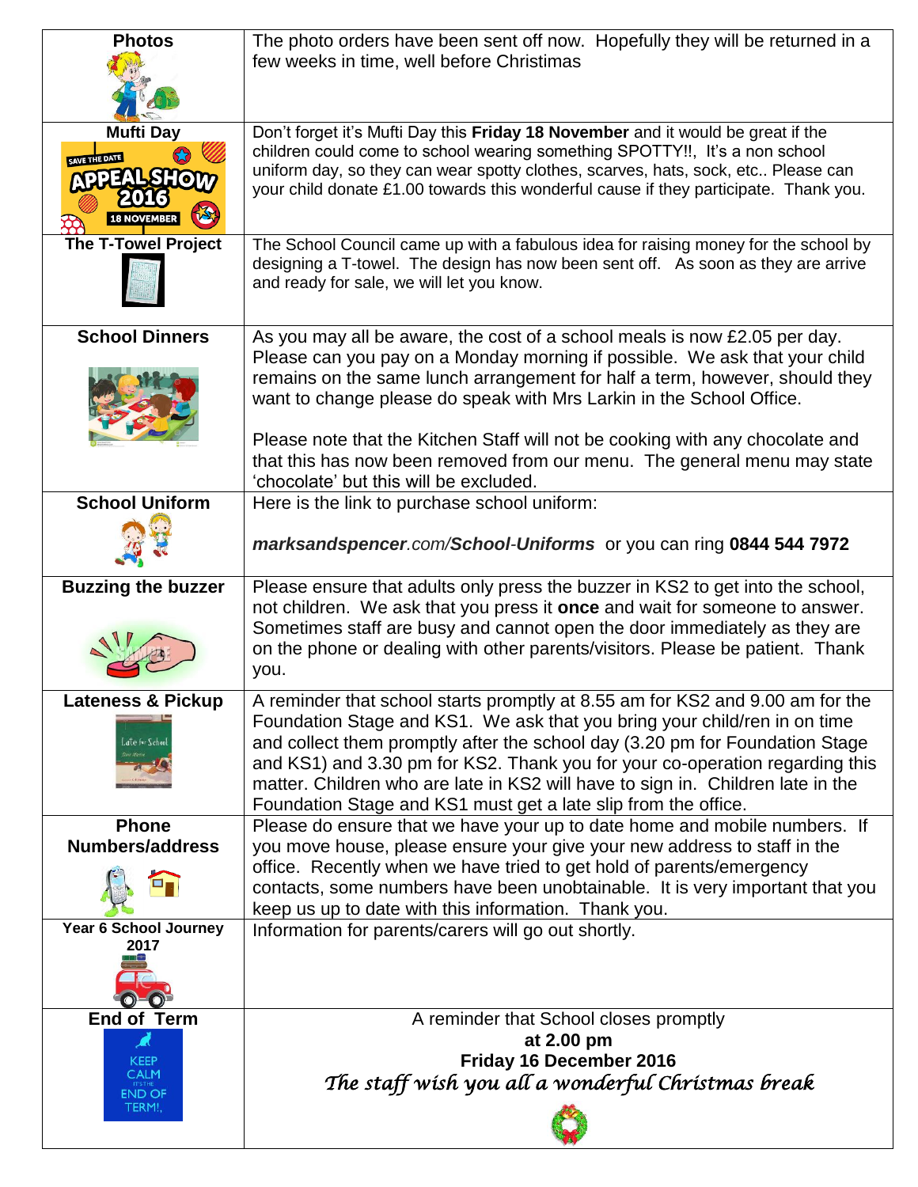| | |
|---|---|
| **Photos** | The photo orders have been sent off now. Hopefully they will be returned in a few weeks in time, well before Christmas |
| **Mufti Day** | Don't forget it's Mufti Day this **Friday 18 November** and it would be great if the children could come to school wearing something SPOTTY!!, It's a non school uniform day, so they can wear spotty clothes, scarves, hats, sock, etc.. Please can your child donate £1.00 towards this wonderful cause if they participate. Thank you. |
| **The T-Towel Project** | The School Council came up with a fabulous idea for raising money for the school by designing a T-towel. The design has now been sent off. As soon as they are arrive and ready for sale, we will let you know. |
| **School Dinners** | As you may all be aware, the cost of a school meals is now £2.05 per day. Please can you pay on a Monday morning if possible. We ask that your child remains on the same lunch arrangement for half a term, however, should they want to change please do speak with Mrs Larkin in the School Office.<br><br>Please note that the Kitchen Staff will not be cooking with any chocolate and that this has now been removed from our menu. The general menu may state 'chocolate' but this will be excluded. |
| **School Uniform** | Here is the link to purchase school uniform:<br><br>***marksandspencer**.com/**School**-**Uniforms*** or you can ring **0844 544 7972** |
| **Buzzing the buzzer** | Please ensure that adults only press the buzzer in KS2 to get into the school, not children. We ask that you press it **once** and wait for someone to answer. Sometimes staff are busy and cannot open the door immediately as they are on the phone or dealing with other parents/visitors. Please be patient. Thank you. |
| **Lateness & Pickup** | A reminder that school starts promptly at 8.55 am for KS2 and 9.00 am for the Foundation Stage and KS1. We ask that you bring your child/ren in on time and collect them promptly after the school day (3.20 pm for Foundation Stage and KS1) and 3.30 pm for KS2. Thank you for your co-operation regarding this matter. Children who are late in KS2 will have to sign in. Children late in the Foundation Stage and KS1 must get a late slip from the office. |
| **Phone Numbers/address** | Please do ensure that we have your up to date home and mobile numbers. If you move house, please ensure your give your new address to staff in the office. Recently when we have tried to get hold of parents/emergency contacts, some numbers have been unobtainable. It is very important that you keep us up to date with this information. Thank you. |
| **Year 6 School Journey 2017** | Information for parents/carers will go out shortly. |
| **End of Term** | A reminder that School closes promptly<br>**at 2.00 pm**<br>**Friday 16 December 2016**<br>*The staff wish you all a wonderful Christmas break* |